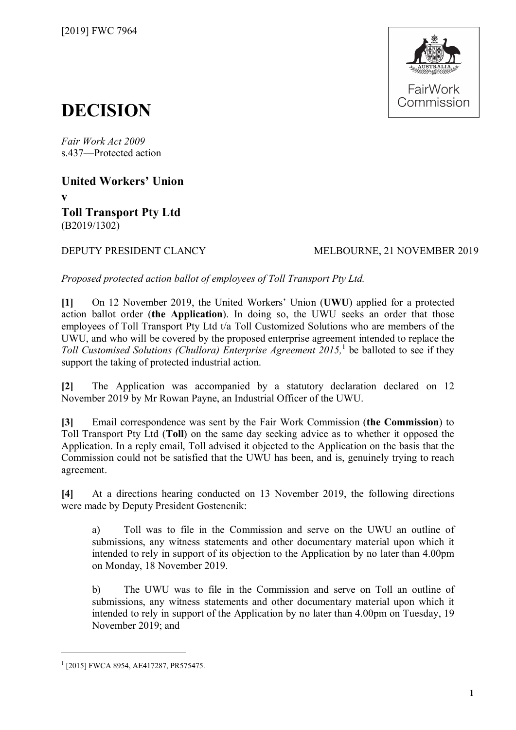[2019] FWC 7964

# DECISION

*Fair Work Act 2009*
s.437—Protected action

**United Workers' Union**
**v**
**Toll Transport Pty Ltd**
(B2019/1302)

DEPUTY PRESIDENT CLANCY MELBOURNE, 21 NOVEMBER 2019

*Proposed protected action ballot of employees of Toll Transport Pty Ltd.*

**[1]** On 12 November 2019, the United Workers' Union (**UWU**) applied for a protected action ballot order (**the Application**). In doing so, the UWU seeks an order that those employees of Toll Transport Pty Ltd t/a Toll Customized Solutions who are members of the UWU, and who will be covered by the proposed enterprise agreement intended to replace the *Toll Customised Solutions (Chullora) Enterprise Agreement 2015,*[1] be balloted to see if they support the taking of protected industrial action.

**[2]** The Application was accompanied by a statutory declaration declared on 12 November 2019 by Mr Rowan Payne, an Industrial Officer of the UWU.

**[3]** Email correspondence was sent by the Fair Work Commission (**the Commission**) to Toll Transport Pty Ltd (**Toll**) on the same day seeking advice as to whether it opposed the Application. In a reply email, Toll advised it objected to the Application on the basis that the Commission could not be satisfied that the UWU has been, and is, genuinely trying to reach agreement.

**[4]** At a directions hearing conducted on 13 November 2019, the following directions were made by Deputy President Gostencnik:

a) Toll was to file in the Commission and serve on the UWU an outline of submissions, any witness statements and other documentary material upon which it intended to rely in support of its objection to the Application by no later than 4.00pm on Monday, 18 November 2019.

b) The UWU was to file in the Commission and serve on Toll an outline of submissions, any witness statements and other documentary material upon which it intended to rely in support of the Application by no later than 4.00pm on Tuesday, 19 November 2019; and

---

[1] [2015] FWCA 8954, AE417287, PR575475.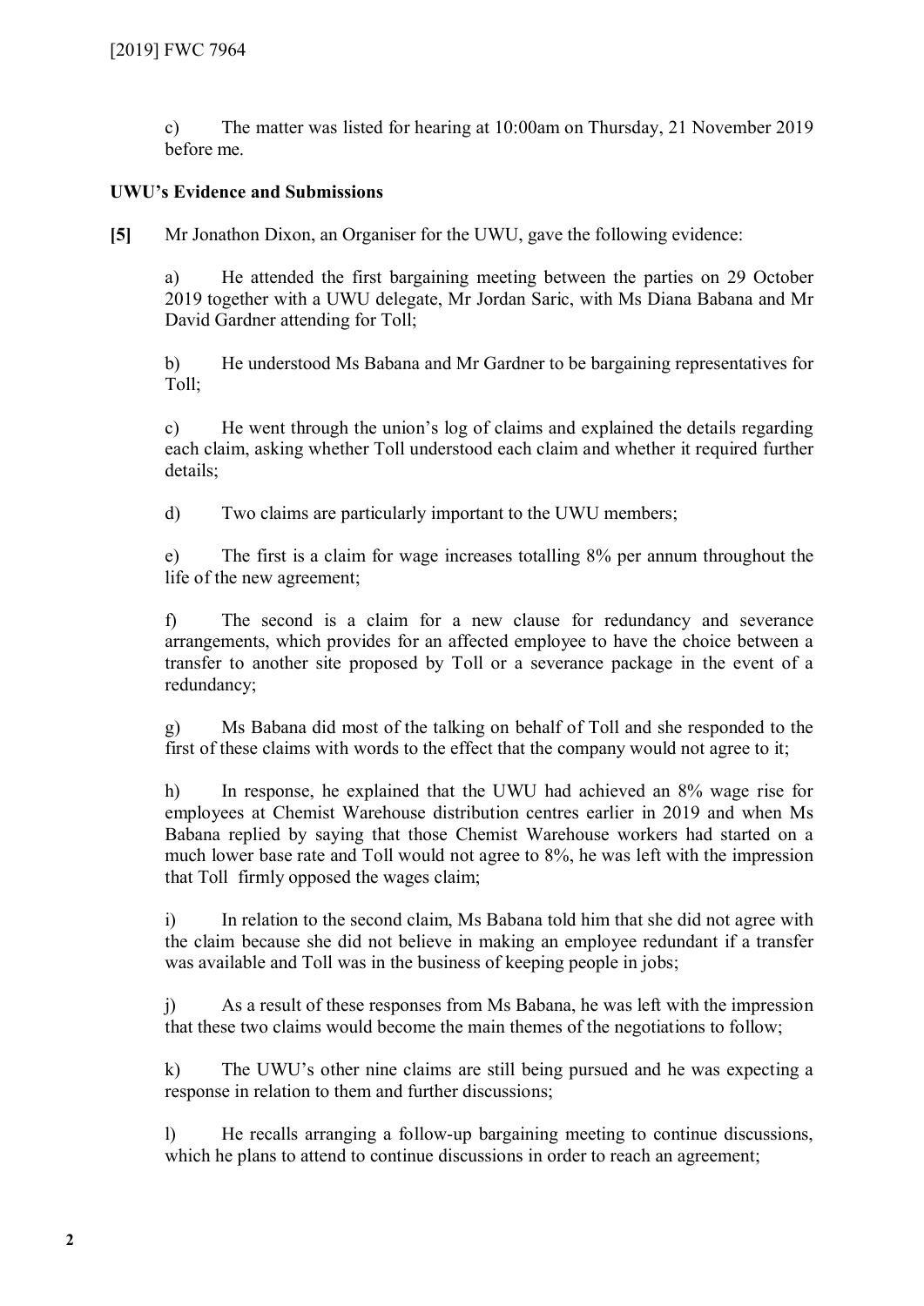c) The matter was listed for hearing at 10:00am on Thursday, 21 November 2019 before me.

**UWU's Evidence and Submissions**

**[5]** Mr Jonathon Dixon, an Organiser for the UWU, gave the following evidence:

a) He attended the first bargaining meeting between the parties on 29 October 2019 together with a UWU delegate, Mr Jordan Saric, with Ms Diana Babana and Mr David Gardner attending for Toll;

b) He understood Ms Babana and Mr Gardner to be bargaining representatives for Toll;

c) He went through the union's log of claims and explained the details regarding each claim, asking whether Toll understood each claim and whether it required further details;

d) Two claims are particularly important to the UWU members;

e) The first is a claim for wage increases totalling 8% per annum throughout the life of the new agreement;

f) The second is a claim for a new clause for redundancy and severance arrangements, which provides for an affected employee to have the choice between a transfer to another site proposed by Toll or a severance package in the event of a redundancy;

g) Ms Babana did most of the talking on behalf of Toll and she responded to the first of these claims with words to the effect that the company would not agree to it;

h) In response, he explained that the UWU had achieved an 8% wage rise for employees at Chemist Warehouse distribution centres earlier in 2019 and when Ms Babana replied by saying that those Chemist Warehouse workers had started on a much lower base rate and Toll would not agree to 8%, he was left with the impression that Toll firmly opposed the wages claim;

i) In relation to the second claim, Ms Babana told him that she did not agree with the claim because she did not believe in making an employee redundant if a transfer was available and Toll was in the business of keeping people in jobs;

j) As a result of these responses from Ms Babana, he was left with the impression that these two claims would become the main themes of the negotiations to follow;

k) The UWU's other nine claims are still being pursued and he was expecting a response in relation to them and further discussions;

l) He recalls arranging a follow-up bargaining meeting to continue discussions, which he plans to attend to continue discussions in order to reach an agreement;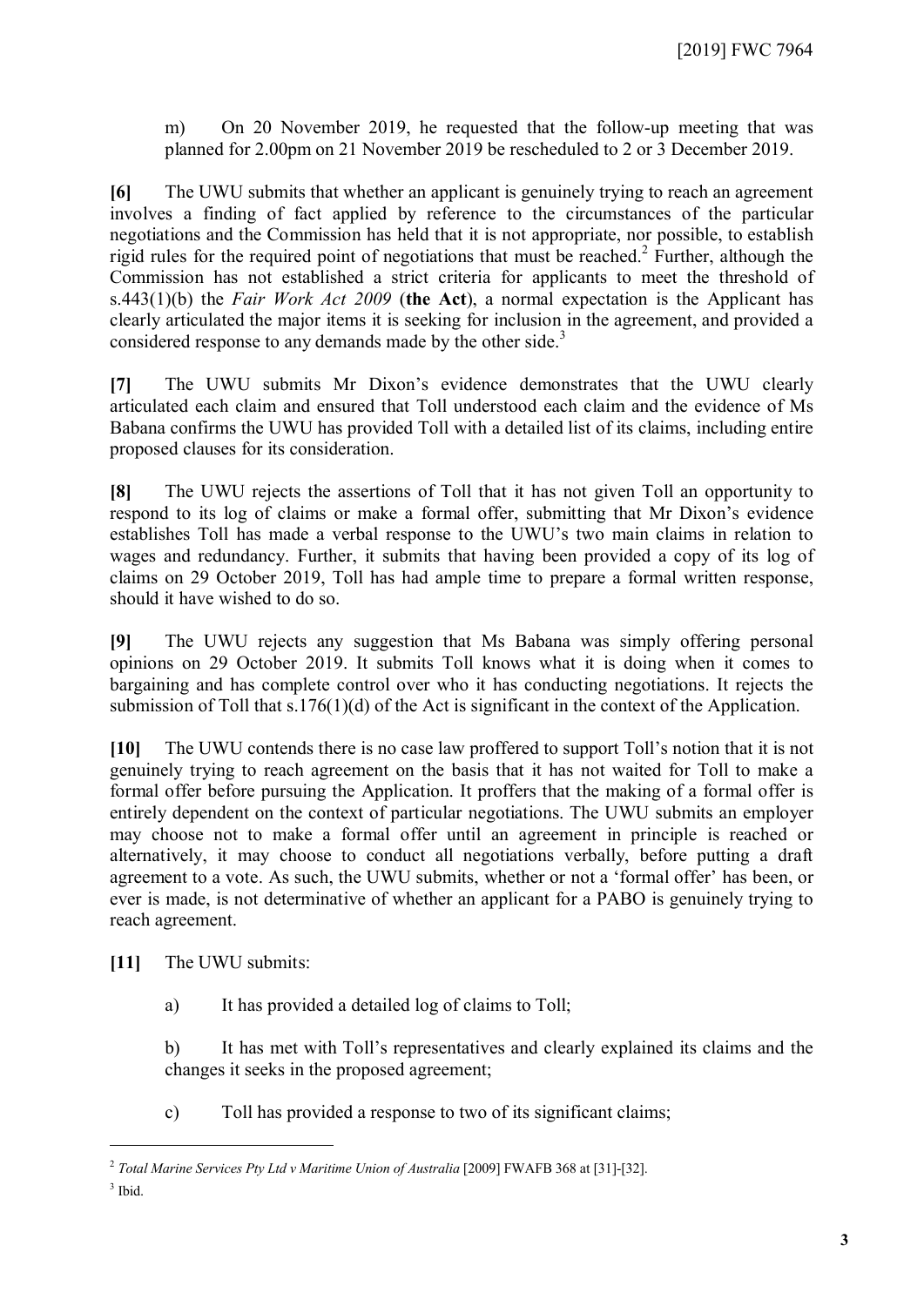m) On 20 November 2019, he requested that the follow-up meeting that was planned for 2.00pm on 21 November 2019 be rescheduled to 2 or 3 December 2019.

**[6]** The UWU submits that whether an applicant is genuinely trying to reach an agreement involves a finding of fact applied by reference to the circumstances of the particular negotiations and the Commission has held that it is not appropriate, nor possible, to establish rigid rules for the required point of negotiations that must be reached.[2] Further, although the Commission has not established a strict criteria for applicants to meet the threshold of s.443(1)(b) the *Fair Work Act 2009* (**the Act**), a normal expectation is the Applicant has clearly articulated the major items it is seeking for inclusion in the agreement, and provided a considered response to any demands made by the other side.[3]

**[7]** The UWU submits Mr Dixon's evidence demonstrates that the UWU clearly articulated each claim and ensured that Toll understood each claim and the evidence of Ms Babana confirms the UWU has provided Toll with a detailed list of its claims, including entire proposed clauses for its consideration.

**[8]** The UWU rejects the assertions of Toll that it has not given Toll an opportunity to respond to its log of claims or make a formal offer, submitting that Mr Dixon's evidence establishes Toll has made a verbal response to the UWU's two main claims in relation to wages and redundancy. Further, it submits that having been provided a copy of its log of claims on 29 October 2019, Toll has had ample time to prepare a formal written response, should it have wished to do so.

**[9]** The UWU rejects any suggestion that Ms Babana was simply offering personal opinions on 29 October 2019. It submits Toll knows what it is doing when it comes to bargaining and has complete control over who it has conducting negotiations. It rejects the submission of Toll that s.176(1)(d) of the Act is significant in the context of the Application.

**[10]** The UWU contends there is no case law proffered to support Toll's notion that it is not genuinely trying to reach agreement on the basis that it has not waited for Toll to make a formal offer before pursuing the Application. It proffers that the making of a formal offer is entirely dependent on the context of particular negotiations. The UWU submits an employer may choose not to make a formal offer until an agreement in principle is reached or alternatively, it may choose to conduct all negotiations verbally, before putting a draft agreement to a vote. As such, the UWU submits, whether or not a 'formal offer' has been, or ever is made, is not determinative of whether an applicant for a PABO is genuinely trying to reach agreement.

**[11]** The UWU submits:

a) It has provided a detailed log of claims to Toll;

b) It has met with Toll's representatives and clearly explained its claims and the changes it seeks in the proposed agreement;

c) Toll has provided a response to two of its significant claims;

---

[2] *Total Marine Services Pty Ltd v Maritime Union of Australia* [2009] FWAFB 368 at [31]-[32].

[3] Ibid.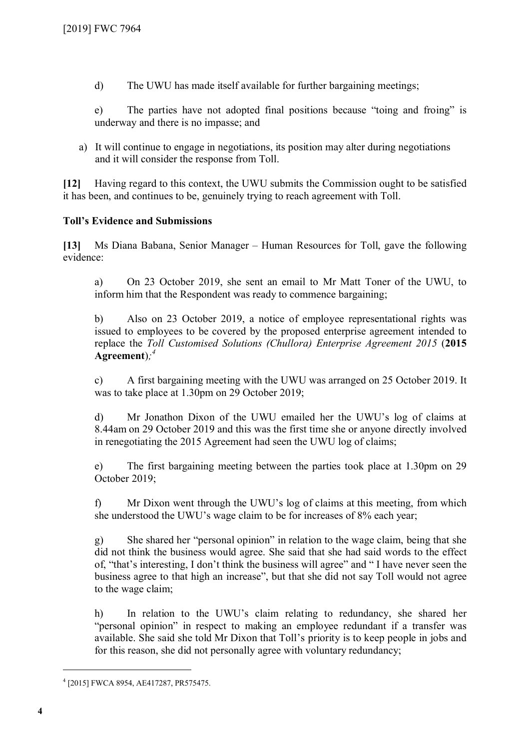d) The UWU has made itself available for further bargaining meetings;

e) The parties have not adopted final positions because "toing and froing" is underway and there is no impasse; and

a) It will continue to engage in negotiations, its position may alter during negotiations and it will consider the response from Toll.

**[12]** Having regard to this context, the UWU submits the Commission ought to be satisfied it has been, and continues to be, genuinely trying to reach agreement with Toll.

### Toll's Evidence and Submissions

**[13]** Ms Diana Babana, Senior Manager – Human Resources for Toll, gave the following evidence:

a) On 23 October 2019, she sent an email to Mr Matt Toner of the UWU, to inform him that the Respondent was ready to commence bargaining;

b) Also on 23 October 2019, a notice of employee representational rights was issued to employees to be covered by the proposed enterprise agreement intended to replace the *Toll Customised Solutions (Chullora) Enterprise Agreement 2015* (**2015 Agreement**);[4]

c) A first bargaining meeting with the UWU was arranged on 25 October 2019. It was to take place at 1.30pm on 29 October 2019;

d) Mr Jonathon Dixon of the UWU emailed her the UWU's log of claims at 8.44am on 29 October 2019 and this was the first time she or anyone directly involved in renegotiating the 2015 Agreement had seen the UWU log of claims;

e) The first bargaining meeting between the parties took place at 1.30pm on 29 October 2019;

f) Mr Dixon went through the UWU's log of claims at this meeting, from which she understood the UWU's wage claim to be for increases of 8% each year;

g) She shared her "personal opinion" in relation to the wage claim, being that she did not think the business would agree. She said that she had said words to the effect of, "that's interesting, I don't think the business will agree" and " I have never seen the business agree to that high an increase", but that she did not say Toll would not agree to the wage claim;

h) In relation to the UWU's claim relating to redundancy, she shared her "personal opinion" in respect to making an employee redundant if a transfer was available. She said she told Mr Dixon that Toll's priority is to keep people in jobs and for this reason, she did not personally agree with voluntary redundancy;

---

[4] [2015] FWCA 8954, AE417287, PR575475.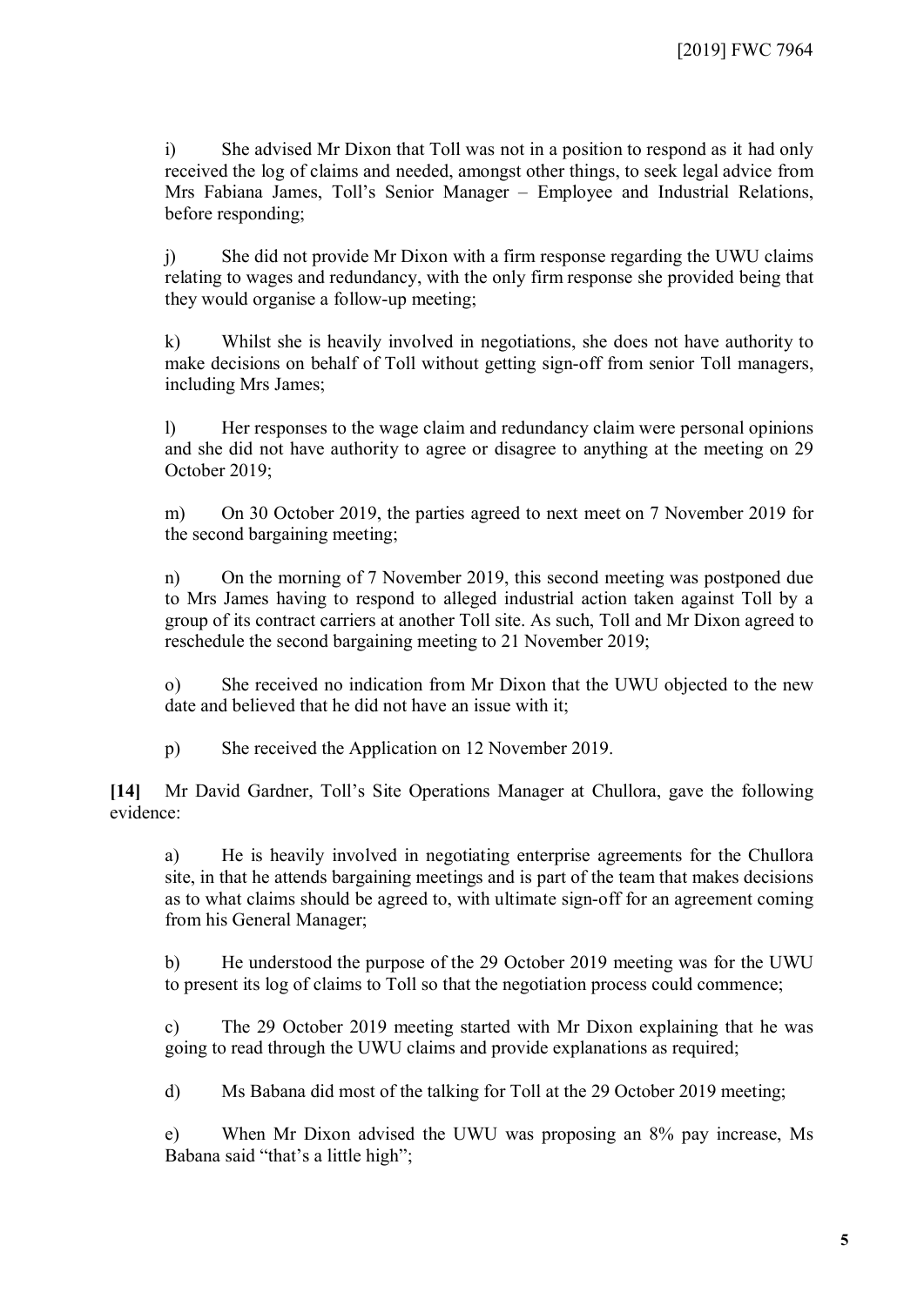i) She advised Mr Dixon that Toll was not in a position to respond as it had only received the log of claims and needed, amongst other things, to seek legal advice from Mrs Fabiana James, Toll's Senior Manager – Employee and Industrial Relations, before responding;

j) She did not provide Mr Dixon with a firm response regarding the UWU claims relating to wages and redundancy, with the only firm response she provided being that they would organise a follow-up meeting;

k) Whilst she is heavily involved in negotiations, she does not have authority to make decisions on behalf of Toll without getting sign-off from senior Toll managers, including Mrs James;

l) Her responses to the wage claim and redundancy claim were personal opinions and she did not have authority to agree or disagree to anything at the meeting on 29 October 2019;

m) On 30 October 2019, the parties agreed to next meet on 7 November 2019 for the second bargaining meeting;

n) On the morning of 7 November 2019, this second meeting was postponed due to Mrs James having to respond to alleged industrial action taken against Toll by a group of its contract carriers at another Toll site. As such, Toll and Mr Dixon agreed to reschedule the second bargaining meeting to 21 November 2019;

o) She received no indication from Mr Dixon that the UWU objected to the new date and believed that he did not have an issue with it;

p) She received the Application on 12 November 2019.

**[14]** Mr David Gardner, Toll's Site Operations Manager at Chullora, gave the following evidence:

a) He is heavily involved in negotiating enterprise agreements for the Chullora site, in that he attends bargaining meetings and is part of the team that makes decisions as to what claims should be agreed to, with ultimate sign-off for an agreement coming from his General Manager;

b) He understood the purpose of the 29 October 2019 meeting was for the UWU to present its log of claims to Toll so that the negotiation process could commence;

c) The 29 October 2019 meeting started with Mr Dixon explaining that he was going to read through the UWU claims and provide explanations as required;

d) Ms Babana did most of the talking for Toll at the 29 October 2019 meeting;

e) When Mr Dixon advised the UWU was proposing an 8% pay increase, Ms Babana said "that's a little high";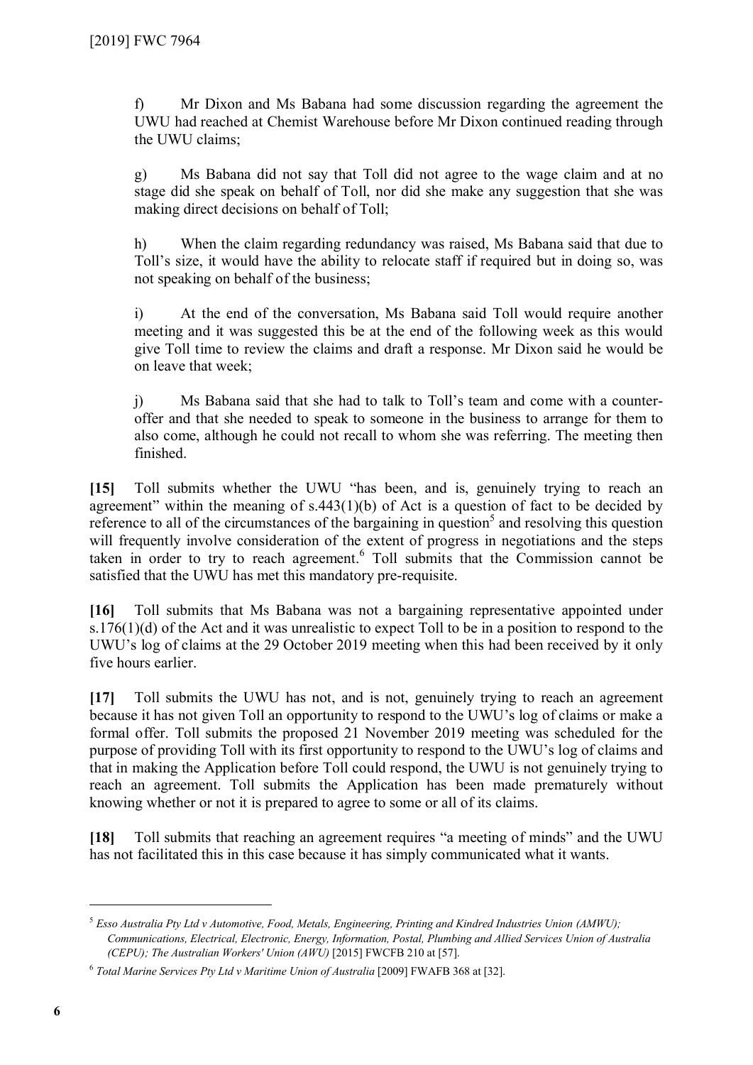f) Mr Dixon and Ms Babana had some discussion regarding the agreement the UWU had reached at Chemist Warehouse before Mr Dixon continued reading through the UWU claims;

g) Ms Babana did not say that Toll did not agree to the wage claim and at no stage did she speak on behalf of Toll, nor did she make any suggestion that she was making direct decisions on behalf of Toll;

h) When the claim regarding redundancy was raised, Ms Babana said that due to Toll's size, it would have the ability to relocate staff if required but in doing so, was not speaking on behalf of the business;

i) At the end of the conversation, Ms Babana said Toll would require another meeting and it was suggested this be at the end of the following week as this would give Toll time to review the claims and draft a response. Mr Dixon said he would be on leave that week;

j) Ms Babana said that she had to talk to Toll's team and come with a counter-offer and that she needed to speak to someone in the business to arrange for them to also come, although he could not recall to whom she was referring. The meeting then finished.

**[15]** Toll submits whether the UWU "has been, and is, genuinely trying to reach an agreement" within the meaning of s.443(1)(b) of Act is a question of fact to be decided by reference to all of the circumstances of the bargaining in question[5] and resolving this question will frequently involve consideration of the extent of progress in negotiations and the steps taken in order to try to reach agreement.[6] Toll submits that the Commission cannot be satisfied that the UWU has met this mandatory pre-requisite.

**[16]** Toll submits that Ms Babana was not a bargaining representative appointed under s.176(1)(d) of the Act and it was unrealistic to expect Toll to be in a position to respond to the UWU's log of claims at the 29 October 2019 meeting when this had been received by it only five hours earlier.

**[17]** Toll submits the UWU has not, and is not, genuinely trying to reach an agreement because it has not given Toll an opportunity to respond to the UWU's log of claims or make a formal offer. Toll submits the proposed 21 November 2019 meeting was scheduled for the purpose of providing Toll with its first opportunity to respond to the UWU's log of claims and that in making the Application before Toll could respond, the UWU is not genuinely trying to reach an agreement. Toll submits the Application has been made prematurely without knowing whether or not it is prepared to agree to some or all of its claims.

**[18]** Toll submits that reaching an agreement requires "a meeting of minds" and the UWU has not facilitated this in this case because it has simply communicated what it wants.

---

[5] *Esso Australia Pty Ltd v Automotive, Food, Metals, Engineering, Printing and Kindred Industries Union (AMWU); Communications, Electrical, Electronic, Energy, Information, Postal, Plumbing and Allied Services Union of Australia (CEPU); The Australian Workers' Union (AWU)* [2015] FWCFB 210 at [57].

[6] *Total Marine Services Pty Ltd v Maritime Union of Australia* [2009] FWAFB 368 at [32].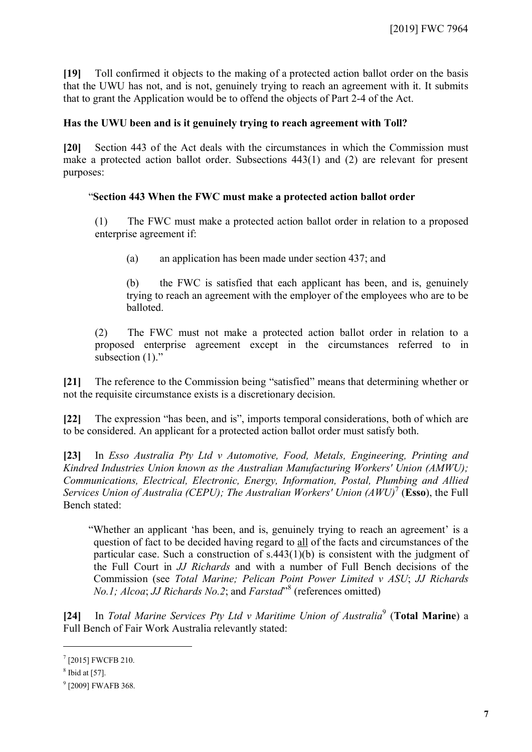**[19]** Toll confirmed it objects to the making of a protected action ballot order on the basis that the UWU has not, and is not, genuinely trying to reach an agreement with it. It submits that to grant the Application would be to offend the objects of Part 2-4 of the Act.

**Has the UWU been and is it genuinely trying to reach agreement with Toll?**

**[20]** Section 443 of the Act deals with the circumstances in which the Commission must make a protected action ballot order. Subsections 443(1) and (2) are relevant for present purposes:

> "**Section 443 When the FWC must make a protected action ballot order**
>
> (1) The FWC must make a protected action ballot order in relation to a proposed enterprise agreement if:
>
> > (a) an application has been made under section 437; and
> >
> > (b) the FWC is satisfied that each applicant has been, and is, genuinely trying to reach an agreement with the employer of the employees who are to be balloted.
>
> (2) The FWC must not make a protected action ballot order in relation to a proposed enterprise agreement except in the circumstances referred to in subsection (1)."

**[21]** The reference to the Commission being "satisfied" means that determining whether or not the requisite circumstance exists is a discretionary decision.

**[22]** The expression "has been, and is", imports temporal considerations, both of which are to be considered. An applicant for a protected action ballot order must satisfy both.

**[23]** In *Esso Australia Pty Ltd v Automotive, Food, Metals, Engineering, Printing and Kindred Industries Union known as the Australian Manufacturing Workers' Union (AMWU); Communications, Electrical, Electronic, Energy, Information, Postal, Plumbing and Allied Services Union of Australia (CEPU); The Australian Workers' Union (AWU)*[7] (**Esso**), the Full Bench stated:

> "Whether an applicant 'has been, and is, genuinely trying to reach an agreement' is a question of fact to be decided having regard to all of the facts and circumstances of the particular case. Such a construction of s.443(1)(b) is consistent with the judgment of the Full Court in *JJ Richards* and with a number of Full Bench decisions of the Commission (see *Total Marine; Pelican Point Power Limited v ASU*; *JJ Richards No.1; Alcoa*; *JJ Richards No.2*; and *Farstad*"[8] (references omitted)

**[24]** In *Total Marine Services Pty Ltd v Maritime Union of Australia*[9] (**Total Marine**) a Full Bench of Fair Work Australia relevantly stated:

---

[7] [2015] FWCFB 210.

[8] Ibid at [57].

[9] [2009] FWAFB 368.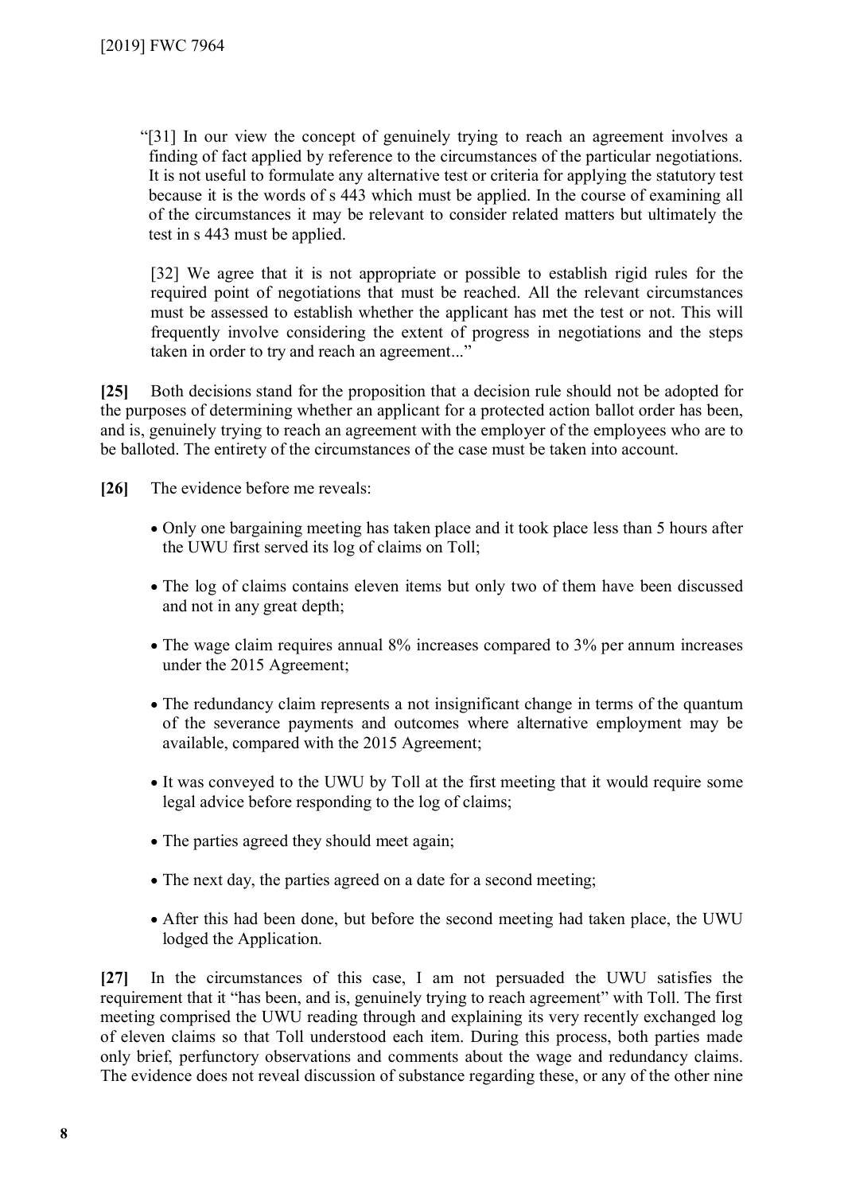> "[31] In our view the concept of genuinely trying to reach an agreement involves a finding of fact applied by reference to the circumstances of the particular negotiations. It is not useful to formulate any alternative test or criteria for applying the statutory test because it is the words of s 443 which must be applied. In the course of examining all of the circumstances it may be relevant to consider related matters but ultimately the test in s 443 must be applied.
>
> [32] We agree that it is not appropriate or possible to establish rigid rules for the required point of negotiations that must be reached. All the relevant circumstances must be assessed to establish whether the applicant has met the test or not. This will frequently involve considering the extent of progress in negotiations and the steps taken in order to try and reach an agreement..."

**[25]** Both decisions stand for the proposition that a decision rule should not be adopted for the purposes of determining whether an applicant for a protected action ballot order has been, and is, genuinely trying to reach an agreement with the employer of the employees who are to be balloted. The entirety of the circumstances of the case must be taken into account.

**[26]** The evidence before me reveals:

- Only one bargaining meeting has taken place and it took place less than 5 hours after the UWU first served its log of claims on Toll;
- The log of claims contains eleven items but only two of them have been discussed and not in any great depth;
- The wage claim requires annual 8% increases compared to 3% per annum increases under the 2015 Agreement;
- The redundancy claim represents a not insignificant change in terms of the quantum of the severance payments and outcomes where alternative employment may be available, compared with the 2015 Agreement;
- It was conveyed to the UWU by Toll at the first meeting that it would require some legal advice before responding to the log of claims;
- The parties agreed they should meet again;
- The next day, the parties agreed on a date for a second meeting;
- After this had been done, but before the second meeting had taken place, the UWU lodged the Application.

**[27]** In the circumstances of this case, I am not persuaded the UWU satisfies the requirement that it "has been, and is, genuinely trying to reach agreement" with Toll. The first meeting comprised the UWU reading through and explaining its very recently exchanged log of eleven claims so that Toll understood each item. During this process, both parties made only brief, perfunctory observations and comments about the wage and redundancy claims. The evidence does not reveal discussion of substance regarding these, or any of the other nine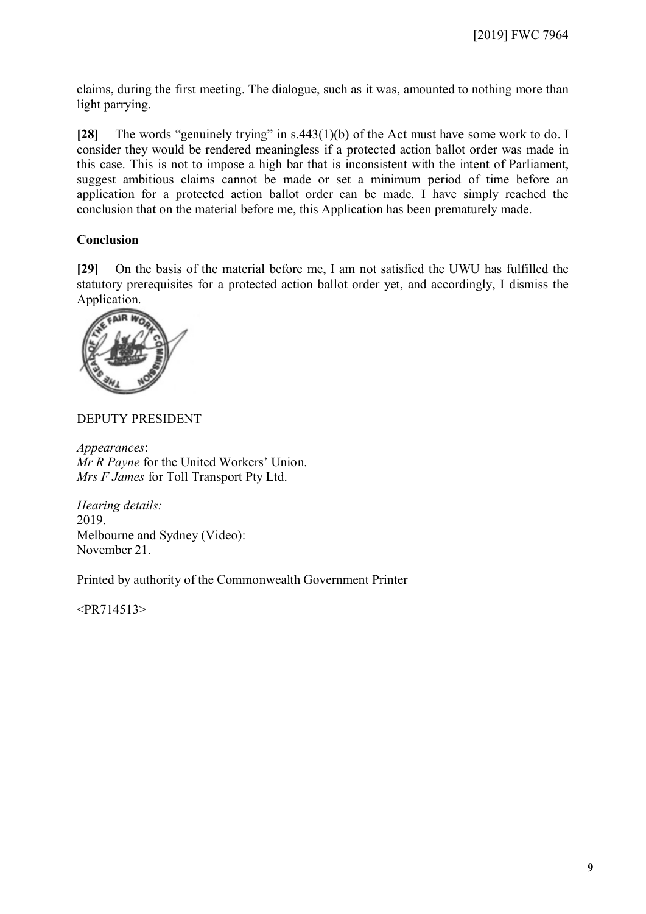claims, during the first meeting. The dialogue, such as it was, amounted to nothing more than light parrying.

**[28]** The words "genuinely trying" in s.443(1)(b) of the Act must have some work to do. I consider they would be rendered meaningless if a protected action ballot order was made in this case. This is not to impose a high bar that is inconsistent with the intent of Parliament, suggest ambitious claims cannot be made or set a minimum period of time before an application for a protected action ballot order can be made. I have simply reached the conclusion that on the material before me, this Application has been prematurely made.

**Conclusion**

**[29]** On the basis of the material before me, I am not satisfied the UWU has fulfilled the statutory prerequisites for a protected action ballot order yet, and accordingly, I dismiss the Application.

DEPUTY PRESIDENT

*Appearances*:
*Mr R Payne* for the United Workers' Union.
*Mrs F James* for Toll Transport Pty Ltd.

*Hearing details:*
2019.
Melbourne and Sydney (Video):
November 21.

Printed by authority of the Commonwealth Government Printer

<PR714513>